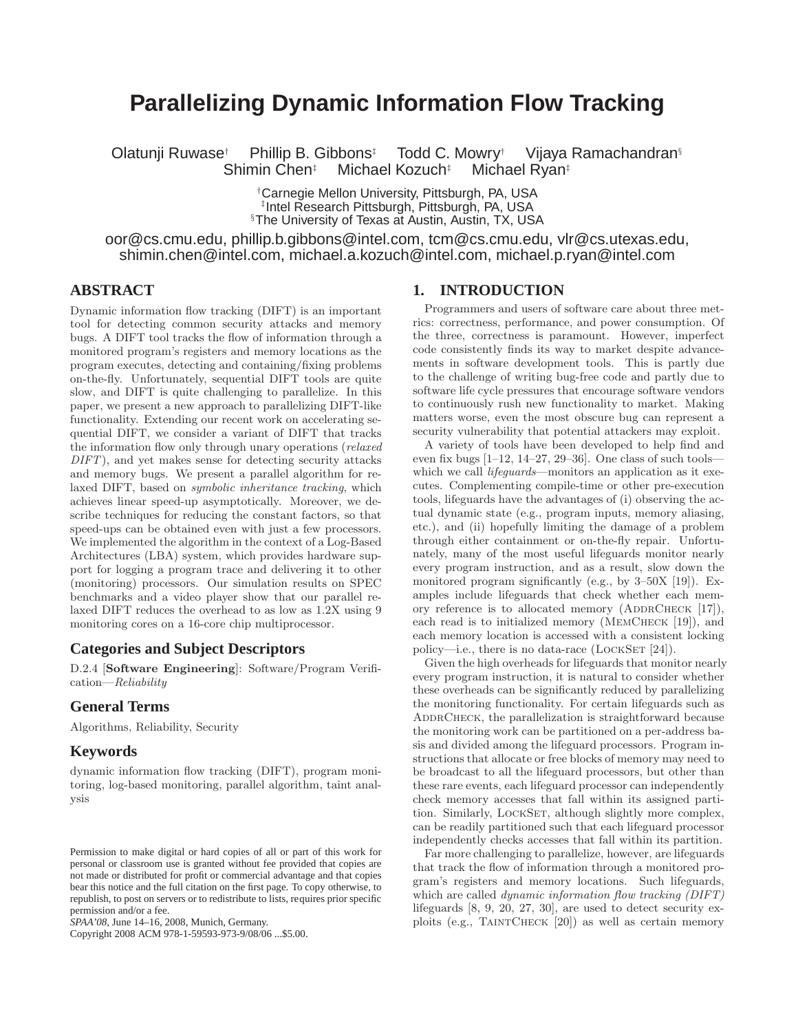# Parallelizing Dynamic Information Flow Tracking

Olatunji Ruwase[†] Phillip B. Gibbons[‡] Todd C. Mowry[†] Vijaya Ramachandran[§]
Shimin Chen[‡] Michael Kozuch[‡] Michael Ryan[‡]

[†]Carnegie Mellon University, Pittsburgh, PA, USA
[‡]Intel Research Pittsburgh, Pittsburgh, PA, USA
[§]The University of Texas at Austin, Austin, TX, USA

oor@cs.cmu.edu, phillip.b.gibbons@intel.com, tcm@cs.cmu.edu, vlr@cs.utexas.edu, shimin.chen@intel.com, michael.a.kozuch@intel.com, michael.p.ryan@intel.com

## ABSTRACT

Dynamic information flow tracking (DIFT) is an important tool for detecting common security attacks and memory bugs. A DIFT tool tracks the flow of information through a monitored program's registers and memory locations as the program executes, detecting and containing/fixing problems on-the-fly. Unfortunately, sequential DIFT tools are quite slow, and DIFT is quite challenging to parallelize. In this paper, we present a new approach to parallelizing DIFT-like functionality. Extending our recent work on accelerating sequential DIFT, we consider a variant of DIFT that tracks the information flow only through unary operations (*relaxed DIFT*), and yet makes sense for detecting security attacks and memory bugs. We present a parallel algorithm for relaxed DIFT, based on *symbolic inheritance tracking*, which achieves linear speed-up asymptotically. Moreover, we describe techniques for reducing the constant factors, so that speed-ups can be obtained even with just a few processors. We implemented the algorithm in the context of a Log-Based Architectures (LBA) system, which provides hardware support for logging a program trace and delivering it to other (monitoring) processors. Our simulation results on SPEC benchmarks and a video player show that our parallel relaxed DIFT reduces the overhead to as low as 1.2X using 9 monitoring cores on a 16-core chip multiprocessor.

### Categories and Subject Descriptors

D.2.4 [**Software Engineering**]: Software/Program Verification—*Reliability*

### General Terms

Algorithms, Reliability, Security

### Keywords

dynamic information flow tracking (DIFT), program monitoring, log-based monitoring, parallel algorithm, taint analysis

Permission to make digital or hard copies of all or part of this work for personal or classroom use is granted without fee provided that copies are not made or distributed for profit or commercial advantage and that copies bear this notice and the full citation on the first page. To copy otherwise, to republish, to post on servers or to redistribute to lists, requires prior specific permission and/or a fee.
*SPAA'08*, June 14–16, 2008, Munich, Germany.
Copyright 2008 ACM 978-1-59593-973-9/08/06 ...$5.00.

## 1. INTRODUCTION

Programmers and users of software care about three metrics: correctness, performance, and power consumption. Of the three, correctness is paramount. However, imperfect code consistently finds its way to market despite advancements in software development tools. This is partly due to the challenge of writing bug-free code and partly due to software life cycle pressures that encourage software vendors to continuously rush new functionality to market. Making matters worse, even the most obscure bug can represent a security vulnerability that potential attackers may exploit.

A variety of tools have been developed to help find and even fix bugs [1–12, 14–27, 29–36]. One class of such tools—which we call *lifeguards*—monitors an application as it executes. Complementing compile-time or other pre-execution tools, lifeguards have the advantages of (i) observing the actual dynamic state (e.g., program inputs, memory aliasing, etc.), and (ii) hopefully limiting the damage of a problem through either containment or on-the-fly repair. Unfortunately, many of the most useful lifeguards monitor nearly every program instruction, and as a result, slow down the monitored program significantly (e.g., by 3–50X [19]). Examples include lifeguards that check whether each memory reference is to allocated memory (AddrCheck [17]), each read is to initialized memory (MemCheck [19]), and each memory location is accessed with a consistent locking policy—i.e., there is no data-race (LockSet [24]).

Given the high overheads for lifeguards that monitor nearly every program instruction, it is natural to consider whether these overheads can be significantly reduced by parallelizing the monitoring functionality. For certain lifeguards such as AddrCheck, the parallelization is straightforward because the monitoring work can be partitioned on a per-address basis and divided among the lifeguard processors. Program instructions that allocate or free blocks of memory may need to be broadcast to all the lifeguard processors, but other than these rare events, each lifeguard processor can independently check memory accesses that fall within its assigned partition. Similarly, LockSet, although slightly more complex, can be readily partitioned such that each lifeguard processor independently checks accesses that fall within its partition.

Far more challenging to parallelize, however, are lifeguards that track the flow of information through a monitored program's registers and memory locations. Such lifeguards, which are called *dynamic information flow tracking (DIFT)* lifeguards [8, 9, 20, 27, 30], are used to detect security exploits (e.g., TaintCheck [20]) as well as certain memory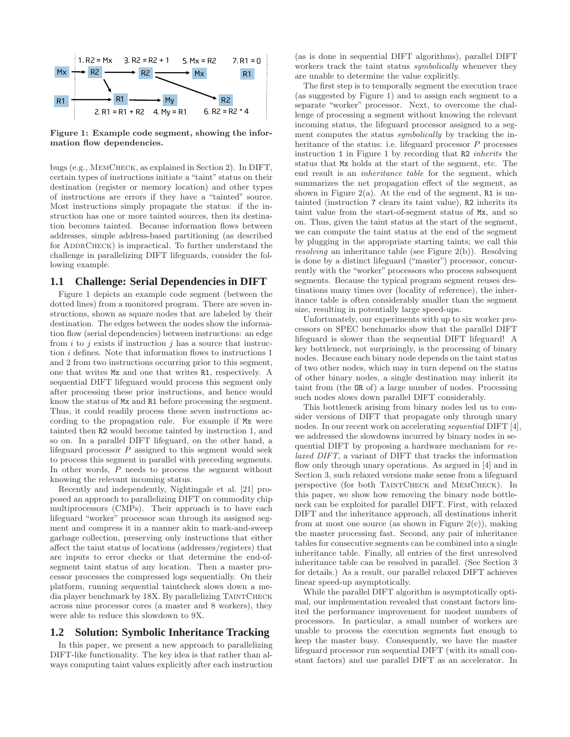1. R2 = Mx
3. R2 = R2 + 1
5. Mx = R2
7. R1 = 0
2. R1 = R1 + R2
4. My = R1
6. R2 = R2 * 4
Mx
R2
R2
Mx
R1
R1
R1
My
R2

**Figure 1: Example code segment, showing the information flow dependencies.**

bugs (e.g., MEMCHECK, as explained in Section 2). In DIFT, certain types of instructions initiate a "taint" status on their destination (register or memory location) and other types of instructions are errors if they have a "tainted" source. Most instructions simply propagate the status: if the instruction has one or more tainted sources, then its destination becomes tainted. Because information flows between addresses, simple address-based partitioning (as described for ADDRCHECK) is impractical. To further understand the challenge in parallelizing DIFT lifeguards, consider the following example.

## 1.1 Challenge: Serial Dependencies in DIFT

Figure 1 depicts an example code segment (between the dotted lines) from a monitored program. There are seven instructions, shown as square nodes that are labeled by their destination. The edges between the nodes show the information flow (serial dependencies) between instructions: an edge from $i$ to $j$ exists if instruction $j$ has a source that instruction $i$ defines. Note that information flows to instructions 1 and 2 from two instructions occurring prior to this segment, one that writes Mx and one that writes R1, respectively. A sequential DIFT lifeguard would process this segment only after processing these prior instructions, and hence would know the status of Mx and R1 before processing the segment. Thus, it could readily process these seven instructions according to the propagation rule. For example if Mx were tainted then R2 would become tainted by instruction 1, and so on. In a parallel DIFT lifeguard, on the other hand, a lifeguard processor $P$ assigned to this segment would seek to process this segment in parallel with preceding segments. In other words, $P$ needs to process the segment without knowing the relevant incoming status.

Recently and independently, Nightingale et al. [21] proposed an approach to parallelizing DIFT on commodity chip multiprocessors (CMPs). Their approach is to have each lifeguard "worker" processor scan through its assigned segment and compress it in a manner akin to mark-and-sweep garbage collection, preserving only instructions that either affect the taint status of locations (addresses/registers) that are inputs to error checks or that determine the end-of-segment taint status of any location. Then a master processor processes the compressed logs sequentially. On their platform, running sequential taintcheck slows down a media player benchmark by 18X. By parallelizing TAINTCHECK across nine processor cores (a master and 8 workers), they were able to reduce this slowdown to 9X.

## 1.2 Solution: Symbolic Inheritance Tracking

In this paper, we present a new approach to parallelizing DIFT-like functionality. The key idea is that rather than always computing taint values explicitly after each instruction (as is done in sequential DIFT algorithms), parallel DIFT workers track the taint status *symbolically* whenever they are unable to determine the value explicitly.

The first step is to temporally segment the execution trace (as suggested by Figure 1) and to assign each segment to a separate "worker" processor. Next, to overcome the challenge of processing a segment without knowing the relevant incoming status, the lifeguard processor assigned to a segment computes the status *symbolically* by tracking the inheritance of the status: i.e. lifeguard processor $P$ processes instruction 1 in Figure 1 by recording that R2 *inherits* the status that Mx holds at the start of the segment, etc. The end result is an *inheritance table* for the segment, which summarizes the net propagation effect of the segment, as shown in Figure 2(a). At the end of the segment, R1 is untainted (instruction 7 clears its taint value), R2 inherits its taint value from the start-of-segment status of Mx, and so on. Thus, given the taint status at the start of the segment, we can compute the taint status at the end of the segment by plugging in the appropriate starting taints; we call this *resolving* an inheritance table (see Figure 2(b)). Resolving is done by a distinct lifeguard ("master") processor, concurrently with the "worker" processors who process subsequent segments. Because the typical program segment reuses destinations many times over (locality of reference), the inheritance table is often considerably smaller than the segment size, resulting in potentially large speed-ups.

Unfortunately, our experiments with up to six worker processors on SPEC benchmarks show that the parallel DIFT lifeguard is slower than the sequential DIFT lifeguard! A key bottleneck, not surprisingly, is the processing of binary nodes. Because each binary node depends on the taint status of two other nodes, which may in turn depend on the status of other binary nodes, a single destination may inherit its taint from (the OR of) a large number of nodes. Processing such nodes slows down parallel DIFT considerably.

This bottleneck arising from binary nodes led us to consider versions of DIFT that propagate only through unary nodes. In our recent work on accelerating *sequential* DIFT [4], we addressed the slowdowns incurred by binary nodes in sequential DIFT by proposing a hardware mechanism for *relaxed DIFT*, a variant of DIFT that tracks the information flow only through unary operations. As argued in [4] and in Section 3, such relaxed versions make sense from a lifeguard perspective (for both TAINTCHECK and MEMCHECK). In this paper, we show how removing the binary node bottleneck can be exploited for parallel DIFT. First, with relaxed DIFT and the inheritance approach, all destinations inherit from at most one source (as shown in Figure 2(c)), making the master processing fast. Second, any pair of inheritance tables for consecutive segments can be combined into a single inheritance table. Finally, all entries of the first unresolved inheritance table can be resolved in parallel. (See Section 3 for details.) As a result, our parallel relaxed DIFT achieves linear speed-up asymptotically.

While the parallel DIFT algorithm is asymptotically optimal, our implementation revealed that constant factors limited the performance improvement for modest numbers of processors. In particular, a small number of workers are unable to process the execution segments fast enough to keep the master busy. Consequently, we have the master lifeguard processor run sequential DIFT (with its small constant factors) and use parallel DIFT as an accelerator. In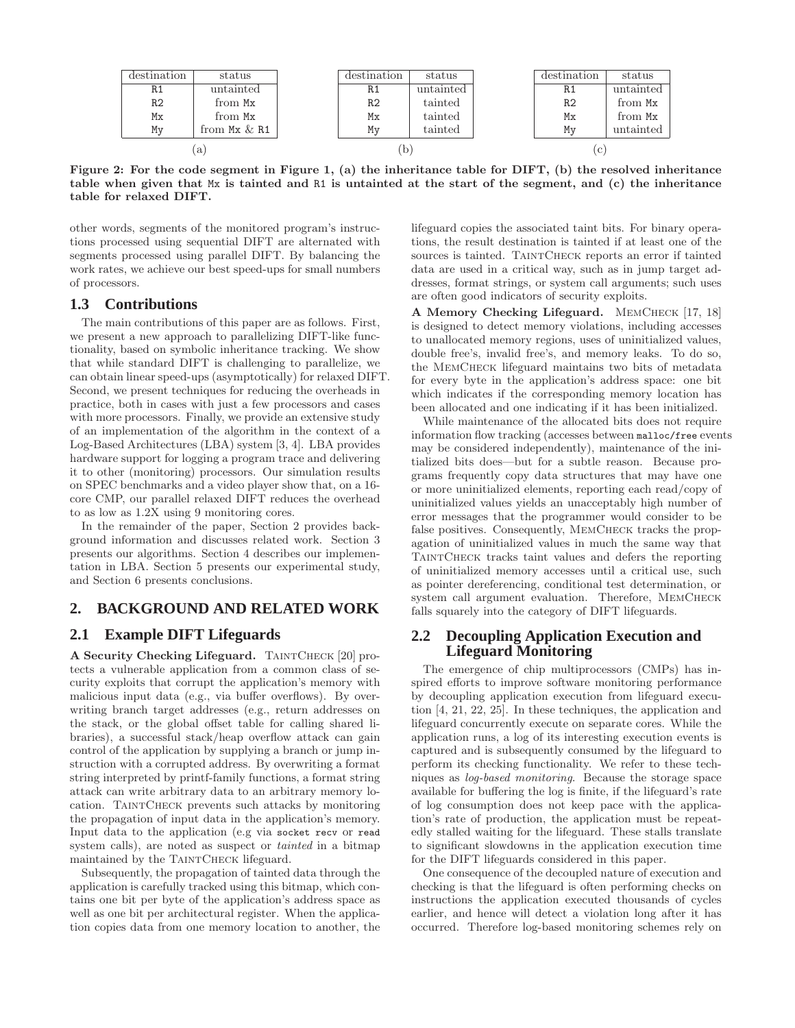| destination | status |
|---|---|
| R1 | untainted |
| R2 | from Mx |
| Mx | from Mx |
| My | from Mx & R1 |

(a)

| destination | status |
|---|---|
| R1 | untainted |
| R2 | tainted |
| Mx | tainted |
| My | tainted |

(b)

| destination | status |
|---|---|
| R1 | untainted |
| R2 | from Mx |
| Mx | from Mx |
| My | untainted |

(c)

**Figure 2: For the code segment in Figure 1, (a) the inheritance table for DIFT, (b) the resolved inheritance table when given that Mx is tainted and R1 is untainted at the start of the segment, and (c) the inheritance table for relaxed DIFT.**

other words, segments of the monitored program's instructions processed using sequential DIFT are alternated with segments processed using parallel DIFT. By balancing the work rates, we achieve our best speed-ups for small numbers of processors.

## 1.3 Contributions

The main contributions of this paper are as follows. First, we present a new approach to parallelizing DIFT-like functionality, based on symbolic inheritance tracking. We show that while standard DIFT is challenging to parallelize, we can obtain linear speed-ups (asymptotically) for relaxed DIFT. Second, we present techniques for reducing the overheads in practice, both in cases with just a few processors and cases with more processors. Finally, we provide an extensive study of an implementation of the algorithm in the context of a Log-Based Architectures (LBA) system [3, 4]. LBA provides hardware support for logging a program trace and delivering it to other (monitoring) processors. Our simulation results on SPEC benchmarks and a video player show that, on a 16-core CMP, our parallel relaxed DIFT reduces the overhead to as low as 1.2X using 9 monitoring cores.

In the remainder of the paper, Section 2 provides background information and discusses related work. Section 3 presents our algorithms. Section 4 describes our implementation in LBA. Section 5 presents our experimental study, and Section 6 presents conclusions.

## 2. BACKGROUND AND RELATED WORK

## 2.1 Example DIFT Lifeguards

**A Security Checking Lifeguard.** TaintCheck [20] protects a vulnerable application from a common class of security exploits that corrupt the application's memory with malicious input data (e.g., via buffer overflows). By overwriting branch target addresses (e.g., return addresses on the stack, or the global offset table for calling shared libraries), a successful stack/heap overflow attack can gain control of the application by supplying a branch or jump instruction with a corrupted address. By overwriting a format string interpreted by printf-family functions, a format string attack can write arbitrary data to an arbitrary memory location. TaintCheck prevents such attacks by monitoring the propagation of input data in the application's memory. Input data to the application (e.g via `socket recv` or `read` system calls), are noted as suspect or *tainted* in a bitmap maintained by the TaintCheck lifeguard.

Subsequently, the propagation of tainted data through the application is carefully tracked using this bitmap, which contains one bit per byte of the application's address space as well as one bit per architectural register. When the application copies data from one memory location to another, the lifeguard copies the associated taint bits. For binary operations, the result destination is tainted if at least one of the sources is tainted. TaintCheck reports an error if tainted data are used in a critical way, such as in jump target addresses, format strings, or system call arguments; such uses are often good indicators of security exploits.

**A Memory Checking Lifeguard.** MemCheck [17, 18] is designed to detect memory violations, including accesses to unallocated memory regions, uses of uninitialized values, double free's, invalid free's, and memory leaks. To do so, the MemCheck lifeguard maintains two bits of metadata for every byte in the application's address space: one bit which indicates if the corresponding memory location has been allocated and one indicating if it has been initialized.

While maintenance of the allocated bits does not require information flow tracking (accesses between `malloc`/`free` events may be considered independently), maintenance of the initialized bits does—but for a subtle reason. Because programs frequently copy data structures that may have one or more uninitialized elements, reporting each read/copy of uninitialized values yields an unacceptably high number of error messages that the programmer would consider to be false positives. Consequently, MemCheck tracks the propagation of uninitialized values in much the same way that TaintCheck tracks taint values and defers the reporting of uninitialized memory accesses until a critical use, such as pointer dereferencing, conditional test determination, or system call argument evaluation. Therefore, MemCheck falls squarely into the category of DIFT lifeguards.

## 2.2 Decoupling Application Execution and Lifeguard Monitoring

The emergence of chip multiprocessors (CMPs) has inspired efforts to improve software monitoring performance by decoupling application execution from lifeguard execution [4, 21, 22, 25]. In these techniques, the application and lifeguard concurrently execute on separate cores. While the application runs, a log of its interesting execution events is captured and is subsequently consumed by the lifeguard to perform its checking functionality. We refer to these techniques as *log-based monitoring*. Because the storage space available for buffering the log is finite, if the lifeguard's rate of log consumption does not keep pace with the application's rate of production, the application must be repeatedly stalled waiting for the lifeguard. These stalls translate to significant slowdowns in the application execution time for the DIFT lifeguards considered in this paper.

One consequence of the decoupled nature of execution and checking is that the lifeguard is often performing checks on instructions the application executed thousands of cycles earlier, and hence will detect a violation long after it has occurred. Therefore log-based monitoring schemes rely on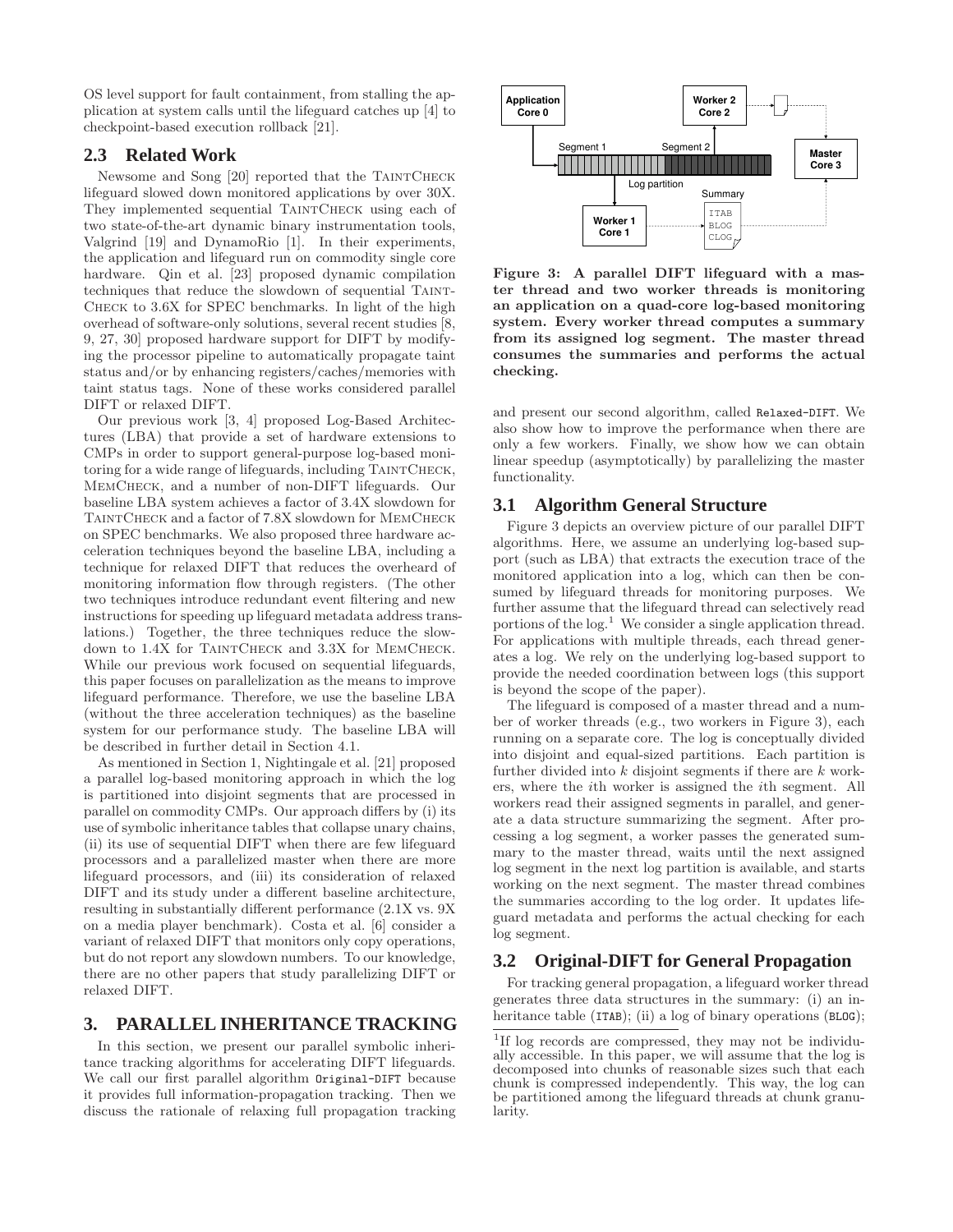OS level support for fault containment, from stalling the application at system calls until the lifeguard catches up [4] to checkpoint-based execution rollback [21].

## 2.3 Related Work

Newsome and Song [20] reported that the TaintCheck lifeguard slowed down monitored applications by over 30X. They implemented sequential TaintCheck using each of two state-of-the-art dynamic binary instrumentation tools, Valgrind [19] and DynamoRio [1]. In their experiments, the application and lifeguard run on commodity single core hardware. Qin et al. [23] proposed dynamic compilation techniques that reduce the slowdown of sequential TaintCheck to 3.6X for SPEC benchmarks. In light of the high overhead of software-only solutions, several recent studies [8, 9, 27, 30] proposed hardware support for DIFT by modifying the processor pipeline to automatically propagate taint status and/or by enhancing registers/caches/memories with taint status tags. None of these works considered parallel DIFT or relaxed DIFT.

Our previous work [3, 4] proposed Log-Based Architectures (LBA) that provide a set of hardware extensions to CMPs in order to support general-purpose log-based monitoring for a wide range of lifeguards, including TaintCheck, MemCheck, and a number of non-DIFT lifeguards. Our baseline LBA system achieves a factor of 3.4X slowdown for TaintCheck and a factor of 7.8X slowdown for MemCheck on SPEC benchmarks. We also proposed three hardware acceleration techniques beyond the baseline LBA, including a technique for relaxed DIFT that reduces the overheard of monitoring information flow through registers. (The other two techniques introduce redundant event filtering and new instructions for speeding up lifeguard metadata address translations.) Together, the three techniques reduce the slowdown to 1.4X for TaintCheck and 3.3X for MemCheck. While our previous work focused on sequential lifeguards, this paper focuses on parallelization as the means to improve lifeguard performance. Therefore, we use the baseline LBA (without the three acceleration techniques) as the baseline system for our performance study. The baseline LBA will be described in further detail in Section 4.1.

As mentioned in Section 1, Nightingale et al. [21] proposed a parallel log-based monitoring approach in which the log is partitioned into disjoint segments that are processed in parallel on commodity CMPs. Our approach differs by (i) its use of symbolic inheritance tables that collapse unary chains, (ii) its use of sequential DIFT when there are few lifeguard processors and a parallelized master when there are more lifeguard processors, and (iii) its consideration of relaxed DIFT and its study under a different baseline architecture, resulting in substantially different performance (2.1X vs. 9X on a media player benchmark). Costa et al. [6] consider a variant of relaxed DIFT that monitors only copy operations, but do not report any slowdown numbers. To our knowledge, there are no other papers that study parallelizing DIFT or relaxed DIFT.

# 3. PARALLEL INHERITANCE TRACKING

In this section, we present our parallel symbolic inheritance tracking algorithms for accelerating DIFT lifeguards. We call our first parallel algorithm `Original-DIFT` because it provides full information-propagation tracking. Then we discuss the rationale of relaxing full propagation tracking and present our second algorithm, called `Relaxed-DIFT`. We also show how to improve the performance when there are only a few workers. Finally, we show how we can obtain linear speedup (asymptotically) by parallelizing the master functionality.

**Figure 3: A parallel DIFT lifeguard with a master thread and two worker threads is monitoring an application on a quad-core log-based monitoring system. Every worker thread computes a summary from its assigned log segment. The master thread consumes the summaries and performs the actual checking.**

## 3.1 Algorithm General Structure

Figure 3 depicts an overview picture of our parallel DIFT algorithms. Here, we assume an underlying log-based support (such as LBA) that extracts the execution trace of the monitored application into a log, which can then be consumed by lifeguard threads for monitoring purposes. We further assume that the lifeguard thread can selectively read portions of the log.[1] We consider a single application thread. For applications with multiple threads, each thread generates a log. We rely on the underlying log-based support to provide the needed coordination between logs (this support is beyond the scope of the paper).

The lifeguard is composed of a master thread and a number of worker threads (e.g., two workers in Figure 3), each running on a separate core. The log is conceptually divided into disjoint and equal-sized partitions. Each partition is further divided into $k$ disjoint segments if there are $k$ workers, where the $i$th worker is assigned the $i$th segment. All workers read their assigned segments in parallel, and generate a data structure summarizing the segment. After processing a log segment, a worker passes the generated summary to the master thread, waits until the next assigned log segment in the next log partition is available, and starts working on the next segment. The master thread combines the summaries according to the log order. It updates lifeguard metadata and performs the actual checking for each log segment.

## 3.2 Original-DIFT for General Propagation

For tracking general propagation, a lifeguard worker thread generates three data structures in the summary: (i) an inheritance table (`ITAB`); (ii) a log of binary operations (`BLOG`);

[1] If log records are compressed, they may not be individually accessible. In this paper, we will assume that the log is decomposed into chunks of reasonable sizes such that each chunk is compressed independently. This way, the log can be partitioned among the lifeguard threads at chunk granularity.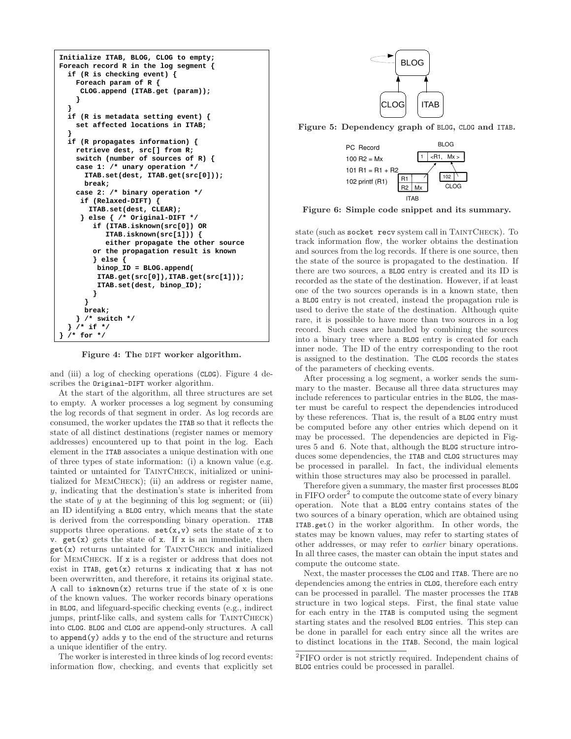```
Initialize ITAB, BLOG, CLOG to empty;
Foreach record R in the log segment {
  if (R is checking event) {
    Foreach param of R {
     CLOG.append (ITAB.get (param));
    }
  }
  if (R is metadata setting event) {
    set affected locations in ITAB;
  }
  if (R propagates information) {
    retrieve dest, src[] from R;
    switch (number of sources of R) {
    case 1: /* unary operation */
      ITAB.set(dest, ITAB.get(src[0]));
      break;
    case 2: /* binary operation */
     if (Relaxed-DIFT) {
       ITAB.set(dest, CLEAR);
     } else { /* Original-DIFT */
        if (ITAB.isknown(src[0]) OR
            ITAB.isknown(src[1])) {
            either propagate the other source
        or the propagation result is known
        } else {
         binop_ID = BLOG.append(
         ITAB.get(src[0]),ITAB.get(src[1]));
         ITAB.set(dest, binop_ID);
        }
      }
      break;
    } /* switch */
  } /* if */
} /* for */
```

**Figure 4: The DIFT worker algorithm.**

and (iii) a log of checking operations (CLOG). Figure 4 describes the Original-DIFT worker algorithm.

At the start of the algorithm, all three structures are set to empty. A worker processes a log segment by consuming the log records of that segment in order. As log records are consumed, the worker updates the ITAB so that it reflects the state of all distinct destinations (register names or memory addresses) encountered up to that point in the log. Each element in the ITAB associates a unique destination with one of three types of state information: (i) a known value (e.g. tainted or untainted for TaintCheck, initialized or uninitialized for MemCheck); (ii) an address or register name, $y$, indicating that the destination's state is inherited from the state of $y$ at the beginning of this log segment; or (iii) an ID identifying a BLOG entry, which means that the state is derived from the corresponding binary operation. ITAB supports three operations. `set(x,v)` sets the state of `x` to `v`. `get(x)` gets the state of `x`. If `x` is an immediate, then `get(x)` returns untainted for TaintCheck and initialized for MemCheck. If `x` is a register or address that does not exist in ITAB, `get(x)` returns `x` indicating that `x` has not been overwritten, and therefore, it retains its original state. A call to `isknown(x)` returns true if the state of `x` is one of the known values. The worker records binary operations in BLOG, and lifeguard-specific checking events (e.g., indirect jumps, printf-like calls, and system calls for TaintCheck) into CLOG. BLOG and CLOG are append-only structures. A call to `append(y)` adds `y` to the end of the structure and returns a unique identifier of the entry.

The worker is interested in three kinds of log record events: information flow, checking, and events that explicitly set state (such as `socket recv` system call in TaintCheck). To track information flow, the worker obtains the destination and sources from the log records. If there is one source, then the state of the source is propagated to the destination. If there are two sources, a BLOG entry is created and its ID is recorded as the state of the destination. However, if at least one of the two sources operands is in a known state, then a BLOG entry is not created, instead the propagation rule is used to derive the state of the destination. Although quite rare, it is possible to have more than two sources in a log record. Such cases are handled by combining the sources into a binary tree where a BLOG entry is created for each inner node. The ID of the entry corresponding to the root is assigned to the destination. The CLOG records the states of the parameters of checking events.

BLOG

CLOG

ITAB

**Figure 5: Dependency graph of BLOG, CLOG and ITAB.**

PC Record

100 R2 = Mx

101 R1 = R1 + R2

102 printf (R1)

BLOG

1 <R1, Mx >

R1

R2 Mx

ITAB

102

CLOG

**Figure 6: Simple code snippet and its summary.**

After processing a log segment, a worker sends the summary to the master. Because all three data structures may include references to particular entries in the BLOG, the master must be careful to respect the dependencies introduced by these references. That is, the result of a BLOG entry must be computed before any other entries which depend on it may be processed. The dependencies are depicted in Figures 5 and 6. Note that, although the BLOG structure introduces some dependencies, the ITAB and CLOG structures may be processed in parallel. In fact, the individual elements within those structures may also be processed in parallel.

Therefore given a summary, the master first processes BLOG in FIFO order[2] to compute the outcome state of every binary operation. Note that a BLOG entry contains states of the two sources of a binary operation, which are obtained using `ITAB.get()` in the worker algorithm. In other words, the states may be known values, may refer to starting states of other addresses, or may refer to *earlier* binary operations. In all three cases, the master can obtain the input states and compute the outcome state.

Next, the master processes the CLOG and ITAB. There are no dependencies among the entries in CLOG, therefore each entry can be processed in parallel. The master processes the ITAB structure in two logical steps. First, the final state value for each entry in the ITAB is computed using the segment starting states and the resolved BLOG entries. This step can be done in parallel for each entry since all the writes are to distinct locations in the ITAB. Second, the main logical

[2] FIFO order is not strictly required. Independent chains of BLOG entries could be processed in parallel.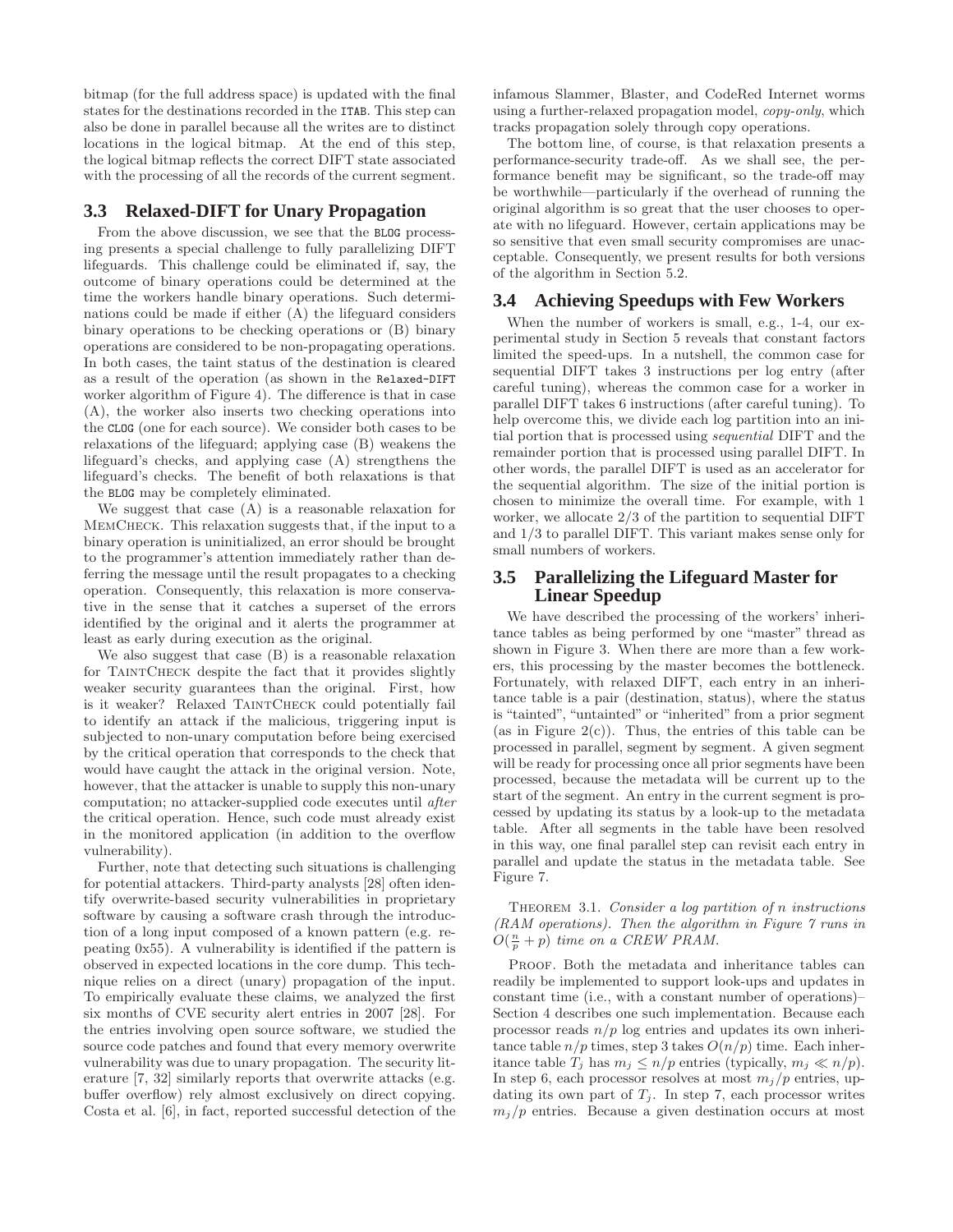bitmap (for the full address space) is updated with the final states for the destinations recorded in the ITAB. This step can also be done in parallel because all the writes are to distinct locations in the logical bitmap. At the end of this step, the logical bitmap reflects the correct DIFT state associated with the processing of all the records of the current segment.

## 3.3 Relaxed-DIFT for Unary Propagation

From the above discussion, we see that the BLOG processing presents a special challenge to fully parallelizing DIFT lifeguards. This challenge could be eliminated if, say, the outcome of binary operations could be determined at the time the workers handle binary operations. Such determinations could be made if either (A) the lifeguard considers binary operations to be checking operations or (B) binary operations are considered to be non-propagating operations. In both cases, the taint status of the destination is cleared as a result of the operation (as shown in the Relaxed-DIFT worker algorithm of Figure 4). The difference is that in case (A), the worker also inserts two checking operations into the CLOG (one for each source). We consider both cases to be relaxations of the lifeguard; applying case (B) weakens the lifeguard's checks, and applying case (A) strengthens the lifeguard's checks. The benefit of both relaxations is that the BLOG may be completely eliminated.

We suggest that case (A) is a reasonable relaxation for MemCheck. This relaxation suggests that, if the input to a binary operation is uninitialized, an error should be brought to the programmer's attention immediately rather than deferring the message until the result propagates to a checking operation. Consequently, this relaxation is more conservative in the sense that it catches a superset of the errors identified by the original and it alerts the programmer at least as early during execution as the original.

We also suggest that case (B) is a reasonable relaxation for TaintCheck despite the fact that it provides slightly weaker security guarantees than the original. First, how is it weaker? Relaxed TaintCheck could potentially fail to identify an attack if the malicious, triggering input is subjected to non-unary computation before being exercised by the critical operation that corresponds to the check that would have caught the attack in the original version. Note, however, that the attacker is unable to supply this non-unary computation; no attacker-supplied code executes until *after* the critical operation. Hence, such code must already exist in the monitored application (in addition to the overflow vulnerability).

Further, note that detecting such situations is challenging for potential attackers. Third-party analysts [28] often identify overwrite-based security vulnerabilities in proprietary software by causing a software crash through the introduction of a long input composed of a known pattern (e.g. repeating 0x55). A vulnerability is identified if the pattern is observed in expected locations in the core dump. This technique relies on a direct (unary) propagation of the input. To empirically evaluate these claims, we analyzed the first six months of CVE security alert entries in 2007 [28]. For the entries involving open source software, we studied the source code patches and found that every memory overwrite vulnerability was due to unary propagation. The security literature [7, 32] similarly reports that overwrite attacks (e.g. buffer overflow) rely almost exclusively on direct copying. Costa et al. [6], in fact, reported successful detection of the infamous Slammer, Blaster, and CodeRed Internet worms using a further-relaxed propagation model, *copy-only*, which tracks propagation solely through copy operations.

The bottom line, of course, is that relaxation presents a performance-security trade-off. As we shall see, the performance benefit may be significant, so the trade-off may be worthwhile—particularly if the overhead of running the original algorithm is so great that the user chooses to operate with no lifeguard. However, certain applications may be so sensitive that even small security compromises are unacceptable. Consequently, we present results for both versions of the algorithm in Section 5.2.

## 3.4 Achieving Speedups with Few Workers

When the number of workers is small, e.g., 1-4, our experimental study in Section 5 reveals that constant factors limited the speed-ups. In a nutshell, the common case for sequential DIFT takes 3 instructions per log entry (after careful tuning), whereas the common case for a worker in parallel DIFT takes 6 instructions (after careful tuning). To help overcome this, we divide each log partition into an initial portion that is processed using *sequential* DIFT and the remainder portion that is processed using parallel DIFT. In other words, the parallel DIFT is used as an accelerator for the sequential algorithm. The size of the initial portion is chosen to minimize the overall time. For example, with 1 worker, we allocate 2/3 of the partition to sequential DIFT and 1/3 to parallel DIFT. This variant makes sense only for small numbers of workers.

## 3.5 Parallelizing the Lifeguard Master for Linear Speedup

We have described the processing of the workers' inheritance tables as being performed by one "master" thread as shown in Figure 3. When there are more than a few workers, this processing by the master becomes the bottleneck. Fortunately, with relaxed DIFT, each entry in an inheritance table is a pair (destination, status), where the status is "tainted", "untainted" or "inherited" from a prior segment (as in Figure 2(c)). Thus, the entries of this table can be processed in parallel, segment by segment. A given segment will be ready for processing once all prior segments have been processed, because the metadata will be current up to the start of the segment. An entry in the current segment is processed by updating its status by a look-up to the metadata table. After all segments in the table have been resolved in this way, one final parallel step can revisit each entry in parallel and update the status in the metadata table. See Figure 7.

Theorem 3.1. *Consider a log partition of n instructions (RAM operations). Then the algorithm in Figure 7 runs in $O(\frac{n}{p} + p)$ time on a CREW PRAM.*

Proof. Both the metadata and inheritance tables can readily be implemented to support look-ups and updates in constant time (i.e., with a constant number of operations)– Section 4 describes one such implementation. Because each processor reads $n/p$ log entries and updates its own inheritance table $n/p$ times, step 3 takes $O(n/p)$ time. Each inheritance table $T_j$ has $m_j \leq n/p$ entries (typically, $m_j \ll n/p$). In step 6, each processor resolves at most $m_j/p$ entries, updating its own part of $T_j$. In step 7, each processor writes $m_j/p$ entries. Because a given destination occurs at most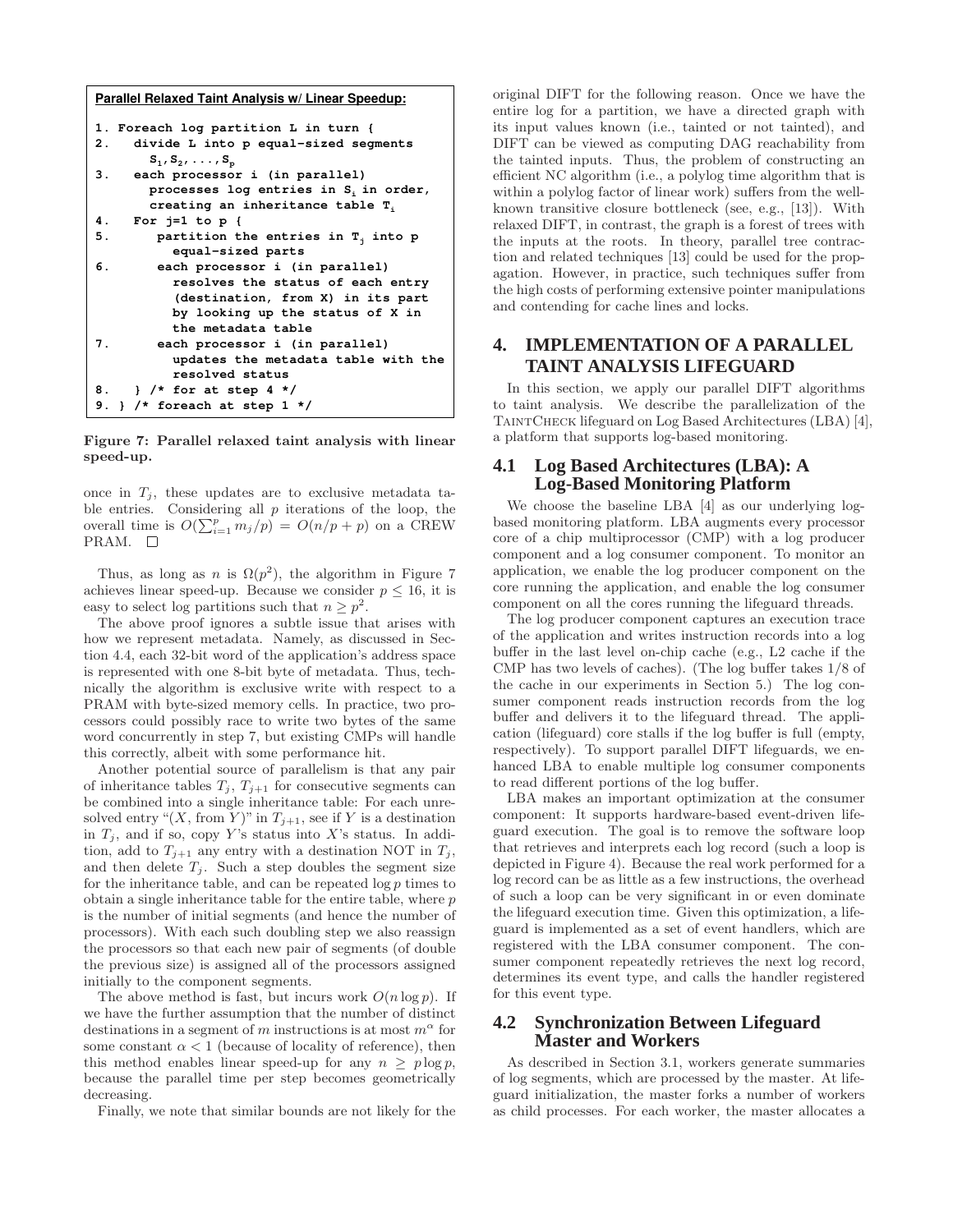```
Parallel Relaxed Taint Analysis w/ Linear Speedup:

1. Foreach log partition L in turn {
2.   divide L into p equal-sized segments
       S_1,S_2,...,S_p
3.   each processor i (in parallel)
       processes log entries in S_i in order,
       creating an inheritance table T_i
4.   For j=1 to p {
5.     partition the entries in T_j into p
         equal-sized parts
6.     each processor i (in parallel)
         resolves the status of each entry
         (destination, from X) in its part
         by looking up the status of X in
         the metadata table
7.     each processor i (in parallel)
         updates the metadata table with the
         resolved status
8.   } /* for at step 4 */
9. } /* foreach at step 1 */
```

**Figure 7: Parallel relaxed taint analysis with linear speed-up.**

once in $T_j$, these updates are to exclusive metadata table entries. Considering all $p$ iterations of the loop, the overall time is $O(\sum_{i=1}^{p} m_j/p) = O(n/p + p)$ on a CREW PRAM. □

Thus, as long as $n$ is $\Omega(p^2)$, the algorithm in Figure 7 achieves linear speed-up. Because we consider $p \leq 16$, it is easy to select log partitions such that $n \geq p^2$.

The above proof ignores a subtle issue that arises with how we represent metadata. Namely, as discussed in Section 4.4, each 32-bit word of the application's address space is represented with one 8-bit byte of metadata. Thus, technically the algorithm is exclusive write with respect to a PRAM with byte-sized memory cells. In practice, two processors could possibly race to write two bytes of the same word concurrently in step 7, but existing CMPs will handle this correctly, albeit with some performance hit.

Another potential source of parallelism is that any pair of inheritance tables $T_j$, $T_{j+1}$ for consecutive segments can be combined into a single inheritance table: For each unresolved entry "($X$, from $Y$)" in $T_{j+1}$, see if $Y$ is a destination in $T_j$, and if so, copy $Y$'s status into $X$'s status. In addition, add to $T_{j+1}$ any entry with a destination NOT in $T_j$, and then delete $T_j$. Such a step doubles the segment size for the inheritance table, and can be repeated $\log p$ times to obtain a single inheritance table for the entire table, where $p$ is the number of initial segments (and hence the number of processors). With each such doubling step we also reassign the processors so that each new pair of segments (of double the previous size) is assigned all of the processors assigned initially to the component segments.

The above method is fast, but incurs work $O(n \log p)$. If we have the further assumption that the number of distinct destinations in a segment of $m$ instructions is at most $m^\alpha$ for some constant $\alpha < 1$ (because of locality of reference), then this method enables linear speed-up for any $n \geq p \log p$, because the parallel time per step becomes geometrically decreasing.

Finally, we note that similar bounds are not likely for the original DIFT for the following reason. Once we have the entire log for a partition, we have a directed graph with its input values known (i.e., tainted or not tainted), and DIFT can be viewed as computing DAG reachability from the tainted inputs. Thus, the problem of constructing an efficient NC algorithm (i.e., a polylog time algorithm that is within a polylog factor of linear work) suffers from the well-known transitive closure bottleneck (see, e.g., [13]). With relaxed DIFT, in contrast, the graph is a forest of trees with the inputs at the roots. In theory, parallel tree contraction and related techniques [13] could be used for the propagation. However, in practice, such techniques suffer from the high costs of performing extensive pointer manipulations and contending for cache lines and locks.

## 4. IMPLEMENTATION OF A PARALLEL TAINT ANALYSIS LIFEGUARD

In this section, we apply our parallel DIFT algorithms to taint analysis. We describe the parallelization of the TaintCheck lifeguard on Log Based Architectures (LBA) [4], a platform that supports log-based monitoring.

### 4.1 Log Based Architectures (LBA): A Log-Based Monitoring Platform

We choose the baseline LBA [4] as our underlying log-based monitoring platform. LBA augments every processor core of a chip multiprocessor (CMP) with a log producer component and a log consumer component. To monitor an application, we enable the log producer component on the core running the application, and enable the log consumer component on all the cores running the lifeguard threads.

The log producer component captures an execution trace of the application and writes instruction records into a log buffer in the last level on-chip cache (e.g., L2 cache if the CMP has two levels of caches). (The log buffer takes 1/8 of the cache in our experiments in Section 5.) The log consumer component reads instruction records from the log buffer and delivers it to the lifeguard thread. The application (lifeguard) core stalls if the log buffer is full (empty, respectively). To support parallel DIFT lifeguards, we enhanced LBA to enable multiple log consumer components to read different portions of the log buffer.

LBA makes an important optimization at the consumer component: It supports hardware-based event-driven lifeguard execution. The goal is to remove the software loop that retrieves and interprets each log record (such a loop is depicted in Figure 4). Because the real work performed for a log record can be as little as a few instructions, the overhead of such a loop can be very significant in or even dominate the lifeguard execution time. Given this optimization, a lifeguard is implemented as a set of event handlers, which are registered with the LBA consumer component. The consumer component repeatedly retrieves the next log record, determines its event type, and calls the handler registered for this event type.

### 4.2 Synchronization Between Lifeguard Master and Workers

As described in Section 3.1, workers generate summaries of log segments, which are processed by the master. At lifeguard initialization, the master forks a number of workers as child processes. For each worker, the master allocates a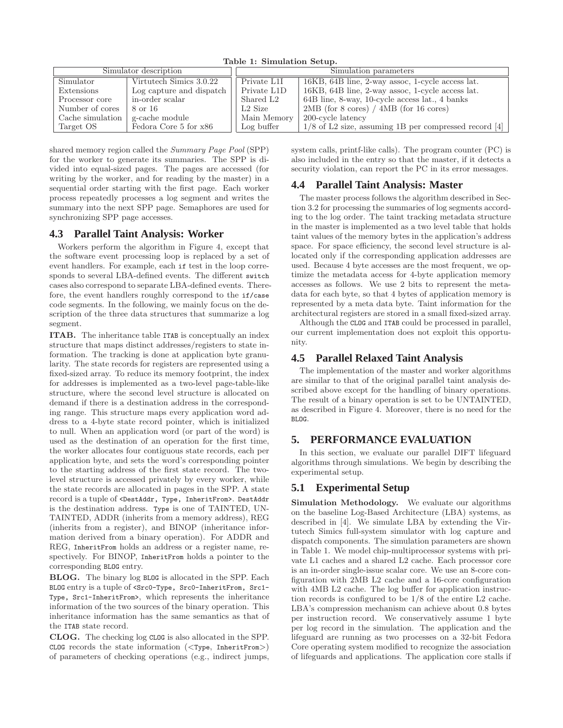**Table 1: Simulation Setup.**

| Simulator description | | Simulation parameters | |
|---|---|---|---|
| Simulator | Virtutech Simics 3.0.22 | Private L1I | 16KB, 64B line, 2-way assoc, 1-cycle access lat. |
| Extensions | Log capture and dispatch | Private L1D | 16KB, 64B line, 2-way assoc, 1-cycle access lat. |
| Processor core | in-order scalar | Shared L2 | 64B line, 8-way, 10-cycle access lat., 4 banks |
| Number of cores | 8 or 16 | L2 Size | 2MB (for 8 cores) / 4MB (for 16 cores) |
| Cache simulation | g-cache module | Main Memory | 200-cycle latency |
| Target OS | Fedora Core 5 for x86 | Log buffer | 1/8 of L2 size, assuming 1B per compressed record [4] |

shared memory region called the *Summary Page Pool* (SPP) for the worker to generate its summaries. The SPP is divided into equal-sized pages. The pages are accessed (for writing by the worker, and for reading by the master) in a sequential order starting with the first page. Each worker process repeatedly processes a log segment and writes the summary into the next SPP page. Semaphores are used for synchronizing SPP page accesses.

## 4.3 Parallel Taint Analysis: Worker

Workers perform the algorithm in Figure 4, except that the software event processing loop is replaced by a set of event handlers. For example, each `if` test in the loop corresponds to several LBA-defined events. The different `switch` cases also correspond to separate LBA-defined events. Therefore, the event handlers roughly correspond to the `if/case` code segments. In the following, we mainly focus on the description of the three data structures that summarize a log segment.

**ITAB.** The inheritance table `ITAB` is conceptually an index structure that maps distinct addresses/registers to state information. The tracking is done at application byte granularity. The state records for registers are represented using a fixed-sized array. To reduce its memory footprint, the index for addresses is implemented as a two-level page-table-like structure, where the second level structure is allocated on demand if there is a destination address in the corresponding range. This structure maps every application word address to a 4-byte state record pointer, which is initialized to null. When an application word (or part of the word) is used as the destination of an operation for the first time, the worker allocates four contiguous state records, each per application byte, and sets the word's corresponding pointer to the starting address of the first state record. The two-level structure is accessed privately by every worker, while the state records are allocated in pages in the SPP. A state record is a tuple of `<DestAddr, Type, InheritFrom>`. `DestAddr` is the destination address. `Type` is one of TAINTED, UNTAINTED, ADDR (inherits from a memory address), REG (inherits from a register), and BINOP (inheritance information derived from a binary operation). For ADDR and REG, `InheritFrom` holds an address or a register name, respectively. For BINOP, `InheritFrom` holds a pointer to the corresponding `BLOG` entry.

**BLOG.** The binary log `BLOG` is allocated in the SPP. Each `BLOG` entry is a tuple of `<Src0-Type, Src0-InheritFrom, Src1-Type, Src1-InheritFrom>`, which represents the inheritance information of the two sources of the binary operation. This inheritance information has the same semantics as that of the `ITAB` state record.

**CLOG.** The checking log `CLOG` is also allocated in the SPP. `CLOG` records the state information (<`Type`, `InheritFrom`>) of parameters of checking operations (e.g., indirect jumps, system calls, printf-like calls). The program counter (PC) is also included in the entry so that the master, if it detects a security violation, can report the PC in its error messages.

## 4.4 Parallel Taint Analysis: Master

The master process follows the algorithm described in Section 3.2 for processing the summaries of log segments according to the log order. The taint tracking metadata structure in the master is implemented as a two level table that holds taint values of the memory bytes in the application's address space. For space efficiency, the second level structure is allocated only if the corresponding application addresses are used. Because 4 byte accesses are the most frequent, we optimize the metadata access for 4-byte application memory accesses as follows. We use 2 bits to represent the metadata for each byte, so that 4 bytes of application memory is represented by a meta data byte. Taint information for the architectural registers are stored in a small fixed-sized array.

Although the `CLOG` and `ITAB` could be processed in parallel, our current implementation does not exploit this opportunity.

## 4.5 Parallel Relaxed Taint Analysis

The implementation of the master and worker algorithms are similar to that of the original parallel taint analysis described above except for the handling of binary operations. The result of a binary operation is set to be UNTAINTED, as described in Figure 4. Moreover, there is no need for the `BLOG`.

# 5. PERFORMANCE EVALUATION

In this section, we evaluate our parallel DIFT lifeguard algorithms through simulations. We begin by describing the experimental setup.

## 5.1 Experimental Setup

**Simulation Methodology.** We evaluate our algorithms on the baseline Log-Based Architecture (LBA) systems, as described in [4]. We simulate LBA by extending the Virtutech Simics full-system simulator with log capture and dispatch components. The simulation parameters are shown in Table 1. We model chip-multiprocessor systems with private L1 caches and a shared L2 cache. Each processor core is an in-order single-issue scalar core. We use an 8-core configuration with 2MB L2 cache and a 16-core configuration with 4MB L2 cache. The log buffer for application instruction records is configured to be 1/8 of the entire L2 cache. LBA's compression mechanism can achieve about 0.8 bytes per instruction record. We conservatively assume 1 byte per log record in the simulation. The application and the lifeguard are running as two processes on a 32-bit Fedora Core operating system modified to recognize the association of lifeguards and applications. The application core stalls if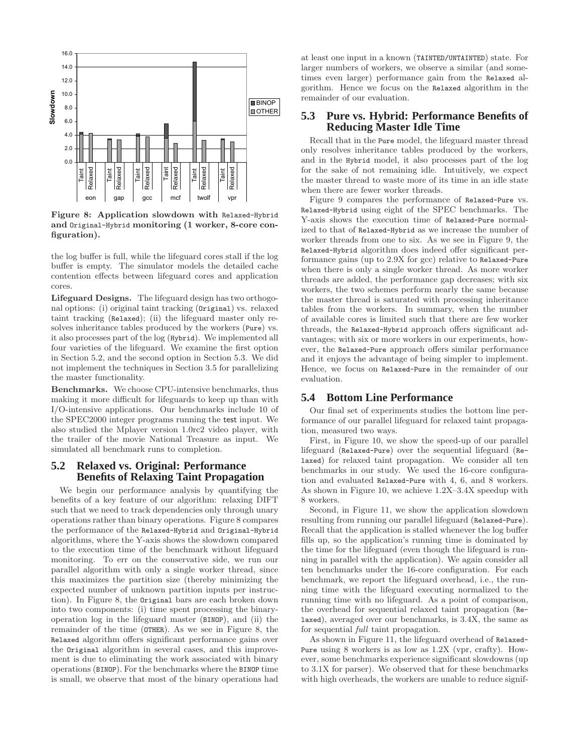**Figure 8: Application slowdown with Relaxed-Hybrid and Original-Hybrid monitoring (1 worker, 8-core configuration).**

the log buffer is full, while the lifeguard cores stall if the log buffer is empty. The simulator models the detailed cache contention effects between lifeguard cores and application cores.

**Lifeguard Designs.** The lifeguard design has two orthogonal options: (i) original taint tracking (Original) vs. relaxed taint tracking (Relaxed); (ii) the lifeguard master only resolves inheritance tables produced by the workers (Pure) vs. it also processes part of the log (Hybrid). We implemented all four varieties of the lifeguard. We examine the first option in Section 5.2, and the second option in Section 5.3. We did not implement the techniques in Section 3.5 for parallelizing the master functionality.

**Benchmarks.** We choose CPU-intensive benchmarks, thus making it more difficult for lifeguards to keep up than with I/O-intensive applications. Our benchmarks include 10 of the SPEC2000 integer programs running the test input. We also studied the Mplayer version 1.0rc2 video player, with the trailer of the movie National Treasure as input. We simulated all benchmark runs to completion.

## 5.2 Relaxed vs. Original: Performance Benefits of Relaxing Taint Propagation

We begin our performance analysis by quantifying the benefits of a key feature of our algorithm: relaxing DIFT such that we need to track dependencies only through unary operations rather than binary operations. Figure 8 compares the performance of the Relaxed-Hybrid and Original-Hybrid algorithms, where the Y-axis shows the slowdown compared to the execution time of the benchmark without lifeguard monitoring. To err on the conservative side, we run our parallel algorithm with only a single worker thread, since this maximizes the partition size (thereby minimizing the expected number of unknown partition inputs per instruction). In Figure 8, the Original bars are each broken down into two components: (i) time spent processing the binary-operation log in the lifeguard master (BINOP), and (ii) the remainder of the time (OTHER). As we see in Figure 8, the Relaxed algorithm offers significant performance gains over the Original algorithm in several cases, and this improvement is due to eliminating the work associated with binary operations (BINOP). For the benchmarks where the BINOP time is small, we observe that most of the binary operations had at least one input in a known (TAINTED/UNTAINTED) state. For larger numbers of workers, we observe a similar (and sometimes even larger) performance gain from the Relaxed algorithm. Hence we focus on the Relaxed algorithm in the remainder of our evaluation.

## 5.3 Pure vs. Hybrid: Performance Benefits of Reducing Master Idle Time

Recall that in the Pure model, the lifeguard master thread only resolves inheritance tables produced by the workers, and in the Hybrid model, it also processes part of the log for the sake of not remaining idle. Intuitively, we expect the master thread to waste more of its time in an idle state when there are fewer worker threads.

Figure 9 compares the performance of Relaxed-Pure vs. Relaxed-Hybrid using eight of the SPEC benchmarks. The Y-axis shows the execution time of Relaxed-Pure normalized to that of Relaxed-Hybrid as we increase the number of worker threads from one to six. As we see in Figure 9, the Relaxed-Hybrid algorithm does indeed offer significant performance gains (up to 2.9X for gcc) relative to Relaxed-Pure when there is only a single worker thread. As more worker threads are added, the performance gap decreases; with six workers, the two schemes perform nearly the same because the master thread is saturated with processing inheritance tables from the workers. In summary, when the number of available cores is limited such that there are few worker threads, the Relaxed-Hybrid approach offers significant advantages; with six or more workers in our experiments, however, the Relaxed-Pure approach offers similar performance and it enjoys the advantage of being simpler to implement. Hence, we focus on Relaxed-Pure in the remainder of our evaluation.

## 5.4 Bottom Line Performance

Our final set of experiments studies the bottom line performance of our parallel lifeguard for relaxed taint propagation, measured two ways.

First, in Figure 10, we show the speed-up of our parallel lifeguard (Relaxed-Pure) over the sequential lifeguard (Relaxed) for relaxed taint propagation. We consider all ten benchmarks in our study. We used the 16-core configuration and evaluated Relaxed-Pure with 4, 6, and 8 workers. As shown in Figure 10, we achieve 1.2X–3.4X speedup with 8 workers.

Second, in Figure 11, we show the application slowdown resulting from running our parallel lifeguard (Relaxed-Pure). Recall that the application is stalled whenever the log buffer fills up, so the application's running time is dominated by the time for the lifeguard (even though the lifeguard is running in parallel with the application). We again consider all ten benchmarks under the 16-core configuration. For each benchmark, we report the lifeguard overhead, i.e., the running time with the lifeguard executing normalized to the running time with no lifeguard. As a point of comparison, the overhead for sequential relaxed taint propagation (Relaxed), averaged over our benchmarks, is 3.4X, the same as for sequential *full* taint propagation.

As shown in Figure 11, the lifeguard overhead of Relaxed-Pure using 8 workers is as low as 1.2X (vpr, crafty). However, some benchmarks experience significant slowdowns (up to 3.1X for parser). We observed that for these benchmarks with high overheads, the workers are unable to reduce signif-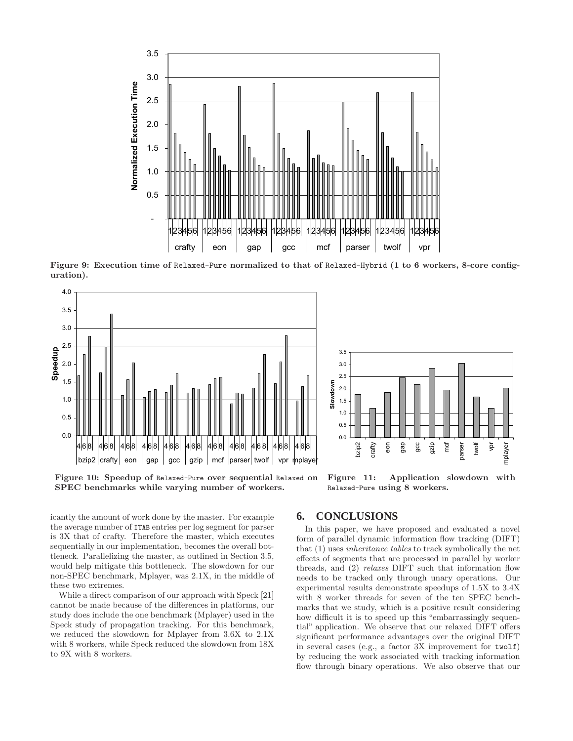Figure 9: Execution time of Relaxed-Pure normalized to that of Relaxed-Hybrid (1 to 6 workers, 8-core configuration).

Figure 10: Speedup of Relaxed-Pure over sequential Relaxed on SPEC benchmarks while varying number of workers.

Figure 11: Application slowdown with Relaxed-Pure using 8 workers.

icantly the amount of work done by the master. For example the average number of ITAB entries per log segment for parser is 3X that of crafty. Therefore the master, which executes sequentially in our implementation, becomes the overall bottleneck. Parallelizing the master, as outlined in Section 3.5, would help mitigate this bottleneck. The slowdown for our non-SPEC benchmark, Mplayer, was 2.1X, in the middle of these two extremes.

While a direct comparison of our approach with Speck [21] cannot be made because of the differences in platforms, our study does include the one benchmark (Mplayer) used in the Speck study of propagation tracking. For this benchmark, we reduced the slowdown for Mplayer from 3.6X to 2.1X with 8 workers, while Speck reduced the slowdown from 18X to 9X with 8 workers.

## 6. CONCLUSIONS

In this paper, we have proposed and evaluated a novel form of parallel dynamic information flow tracking (DIFT) that (1) uses *inheritance tables* to track symbolically the net effects of segments that are processed in parallel by worker threads, and (2) *relaxes* DIFT such that information flow needs to be tracked only through unary operations. Our experimental results demonstrate speedups of 1.5X to 3.4X with 8 worker threads for seven of the ten SPEC benchmarks that we study, which is a positive result considering how difficult it is to speed up this "embarrassingly sequential" application. We observe that our relaxed DIFT offers significant performance advantages over the original DIFT in several cases (e.g., a factor 3X improvement for twolf) by reducing the work associated with tracking information flow through binary operations. We also observe that our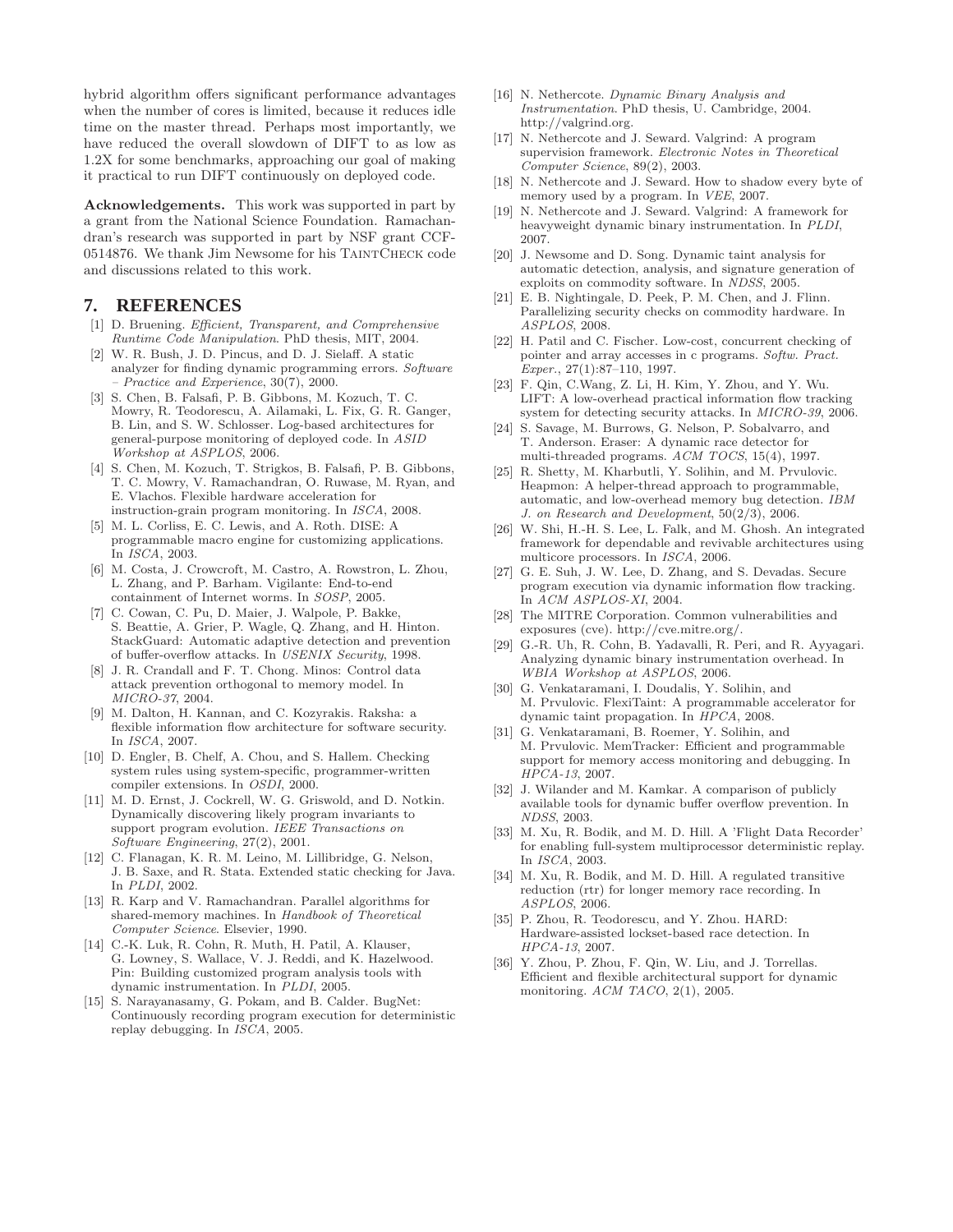hybrid algorithm offers significant performance advantages when the number of cores is limited, because it reduces idle time on the master thread. Perhaps most importantly, we have reduced the overall slowdown of DIFT to as low as 1.2X for some benchmarks, approaching our goal of making it practical to run DIFT continuously on deployed code.

**Acknowledgements.** This work was supported in part by a grant from the National Science Foundation. Ramachandran's research was supported in part by NSF grant CCF-0514876. We thank Jim Newsome for his TaintCheck code and discussions related to this work.

## 7. REFERENCES

[1] D. Bruening. *Efficient, Transparent, and Comprehensive Runtime Code Manipulation*. PhD thesis, MIT, 2004.

[2] W. R. Bush, J. D. Pincus, and D. J. Sielaff. A static analyzer for finding dynamic programming errors. *Software – Practice and Experience*, 30(7), 2000.

[3] S. Chen, B. Falsafi, P. B. Gibbons, M. Kozuch, T. C. Mowry, R. Teodorescu, A. Ailamaki, L. Fix, G. R. Ganger, B. Lin, and S. W. Schlosser. Log-based architectures for general-purpose monitoring of deployed code. In *ASID Workshop at ASPLOS*, 2006.

[4] S. Chen, M. Kozuch, T. Strigkos, B. Falsafi, P. B. Gibbons, T. C. Mowry, V. Ramachandran, O. Ruwase, M. Ryan, and E. Vlachos. Flexible hardware acceleration for instruction-grain program monitoring. In *ISCA*, 2008.

[5] M. L. Corliss, E. C. Lewis, and A. Roth. DISE: A programmable macro engine for customizing applications. In *ISCA*, 2003.

[6] M. Costa, J. Crowcroft, M. Castro, A. Rowstron, L. Zhou, L. Zhang, and P. Barham. Vigilante: End-to-end containment of Internet worms. In *SOSP*, 2005.

[7] C. Cowan, C. Pu, D. Maier, J. Walpole, P. Bakke, S. Beattie, A. Grier, P. Wagle, Q. Zhang, and H. Hinton. StackGuard: Automatic adaptive detection and prevention of buffer-overflow attacks. In *USENIX Security*, 1998.

[8] J. R. Crandall and F. T. Chong. Minos: Control data attack prevention orthogonal to memory model. In *MICRO-37*, 2004.

[9] M. Dalton, H. Kannan, and C. Kozyrakis. Raksha: a flexible information flow architecture for software security. In *ISCA*, 2007.

[10] D. Engler, B. Chelf, A. Chou, and S. Hallem. Checking system rules using system-specific, programmer-written compiler extensions. In *OSDI*, 2000.

[11] M. D. Ernst, J. Cockrell, W. G. Griswold, and D. Notkin. Dynamically discovering likely program invariants to support program evolution. *IEEE Transactions on Software Engineering*, 27(2), 2001.

[12] C. Flanagan, K. R. M. Leino, M. Lillibridge, G. Nelson, J. B. Saxe, and R. Stata. Extended static checking for Java. In *PLDI*, 2002.

[13] R. Karp and V. Ramachandran. Parallel algorithms for shared-memory machines. In *Handbook of Theoretical Computer Science*. Elsevier, 1990.

[14] C.-K. Luk, R. Cohn, R. Muth, H. Patil, A. Klauser, G. Lowney, S. Wallace, V. J. Reddi, and K. Hazelwood. Pin: Building customized program analysis tools with dynamic instrumentation. In *PLDI*, 2005.

[15] S. Narayanasamy, G. Pokam, and B. Calder. BugNet: Continuously recording program execution for deterministic replay debugging. In *ISCA*, 2005.

[16] N. Nethercote. *Dynamic Binary Analysis and Instrumentation*. PhD thesis, U. Cambridge, 2004. http://valgrind.org.

[17] N. Nethercote and J. Seward. Valgrind: A program supervision framework. *Electronic Notes in Theoretical Computer Science*, 89(2), 2003.

[18] N. Nethercote and J. Seward. How to shadow every byte of memory used by a program. In *VEE*, 2007.

[19] N. Nethercote and J. Seward. Valgrind: A framework for heavyweight dynamic binary instrumentation. In *PLDI*, 2007.

[20] J. Newsome and D. Song. Dynamic taint analysis for automatic detection, analysis, and signature generation of exploits on commodity software. In *NDSS*, 2005.

[21] E. B. Nightingale, D. Peek, P. M. Chen, and J. Flinn. Parallelizing security checks on commodity hardware. In *ASPLOS*, 2008.

[22] H. Patil and C. Fischer. Low-cost, concurrent checking of pointer and array accesses in c programs. *Softw. Pract. Exper.*, 27(1):87–110, 1997.

[23] F. Qin, C.Wang, Z. Li, H. Kim, Y. Zhou, and Y. Wu. LIFT: A low-overhead practical information flow tracking system for detecting security attacks. In *MICRO-39*, 2006.

[24] S. Savage, M. Burrows, G. Nelson, P. Sobalvarro, and T. Anderson. Eraser: A dynamic race detector for multi-threaded programs. *ACM TOCS*, 15(4), 1997.

[25] R. Shetty, M. Kharbutli, Y. Solihin, and M. Prvulovic. Heapmon: A helper-thread approach to programmable, automatic, and low-overhead memory bug detection. *IBM J. on Research and Development*, 50(2/3), 2006.

[26] W. Shi, H.-H. S. Lee, L. Falk, and M. Ghosh. An integrated framework for dependable and revivable architectures using multicore processors. In *ISCA*, 2006.

[27] G. E. Suh, J. W. Lee, D. Zhang, and S. Devadas. Secure program execution via dynamic information flow tracking. In *ACM ASPLOS-XI*, 2004.

[28] The MITRE Corporation. Common vulnerabilities and exposures (cve). http://cve.mitre.org/.

[29] G.-R. Uh, R. Cohn, B. Yadavalli, R. Peri, and R. Ayyagari. Analyzing dynamic binary instrumentation overhead. In *WBIA Workshop at ASPLOS*, 2006.

[30] G. Venkataramani, I. Doudalis, Y. Solihin, and M. Prvulovic. FlexiTaint: A programmable accelerator for dynamic taint propagation. In *HPCA*, 2008.

[31] G. Venkataramani, B. Roemer, Y. Solihin, and M. Prvulovic. MemTracker: Efficient and programmable support for memory access monitoring and debugging. In *HPCA-13*, 2007.

[32] J. Wilander and M. Kamkar. A comparison of publicly available tools for dynamic buffer overflow prevention. In *NDSS*, 2003.

[33] M. Xu, R. Bodik, and M. D. Hill. A 'Flight Data Recorder' for enabling full-system multiprocessor deterministic replay. In *ISCA*, 2003.

[34] M. Xu, R. Bodik, and M. D. Hill. A regulated transitive reduction (rtr) for longer memory race recording. In *ASPLOS*, 2006.

[35] P. Zhou, R. Teodorescu, and Y. Zhou. HARD: Hardware-assisted lockset-based race detection. In *HPCA-13*, 2007.

[36] Y. Zhou, P. Zhou, F. Qin, W. Liu, and J. Torrellas. Efficient and flexible architectural support for dynamic monitoring. *ACM TACO*, 2(1), 2005.